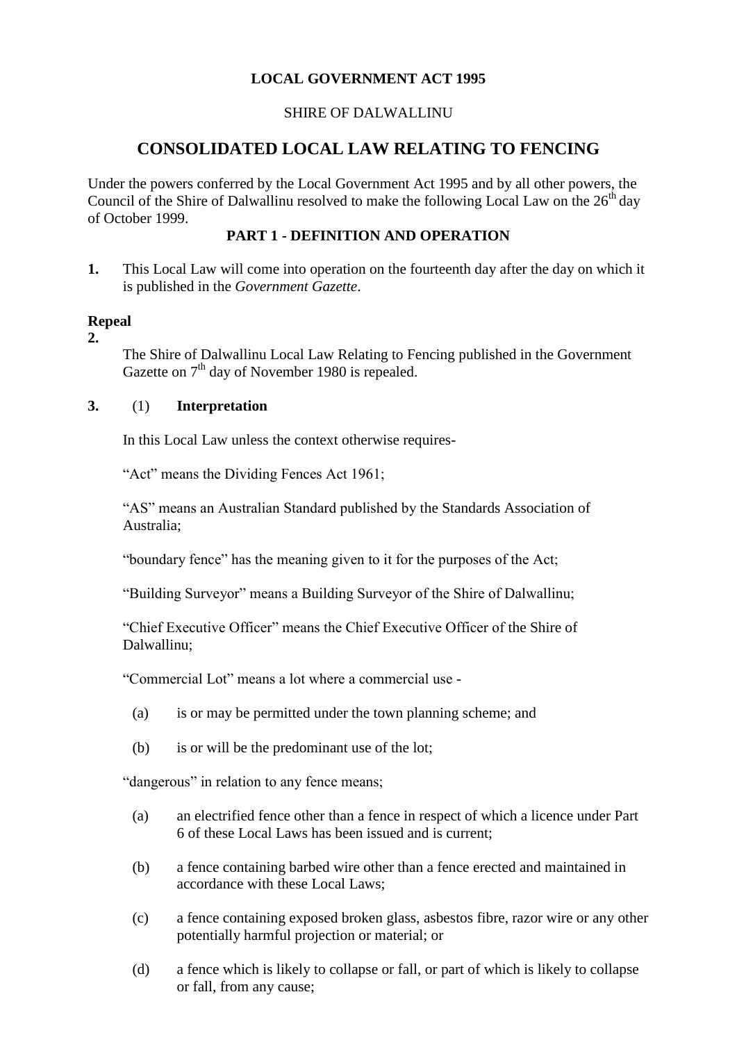**LOCAL GOVERNMENT ACT 1995**

SHIRE OF DALWALLINU

# CONSOLIDATED LOCAL LAW RELATING TO FENCING

Under the powers conferred by the Local Government Act 1995 and by all other powers, the Council of the Shire of Dalwallinu resolved to make the following Local Law on the 26th day of October 1999.

## PART 1 - DEFINITION AND OPERATION

**1.** This Local Law will come into operation on the fourteenth day after the day on which it is published in the *Government Gazette*.

**Repeal**

**2.** The Shire of Dalwallinu Local Law Relating to Fencing published in the Government Gazette on 7th day of November 1980 is repealed.

**3.** (1) **Interpretation**

In this Local Law unless the context otherwise requires-

"Act" means the Dividing Fences Act 1961;

"AS" means an Australian Standard published by the Standards Association of Australia;

"boundary fence" has the meaning given to it for the purposes of the Act;

"Building Surveyor" means a Building Surveyor of the Shire of Dalwallinu;

"Chief Executive Officer" means the Chief Executive Officer of the Shire of Dalwallinu;

"Commercial Lot" means a lot where a commercial use -

(a) is or may be permitted under the town planning scheme; and

(b) is or will be the predominant use of the lot;

"dangerous" in relation to any fence means;

(a) an electrified fence other than a fence in respect of which a licence under Part 6 of these Local Laws has been issued and is current;

(b) a fence containing barbed wire other than a fence erected and maintained in accordance with these Local Laws;

(c) a fence containing exposed broken glass, asbestos fibre, razor wire or any other potentially harmful projection or material; or

(d) a fence which is likely to collapse or fall, or part of which is likely to collapse or fall, from any cause;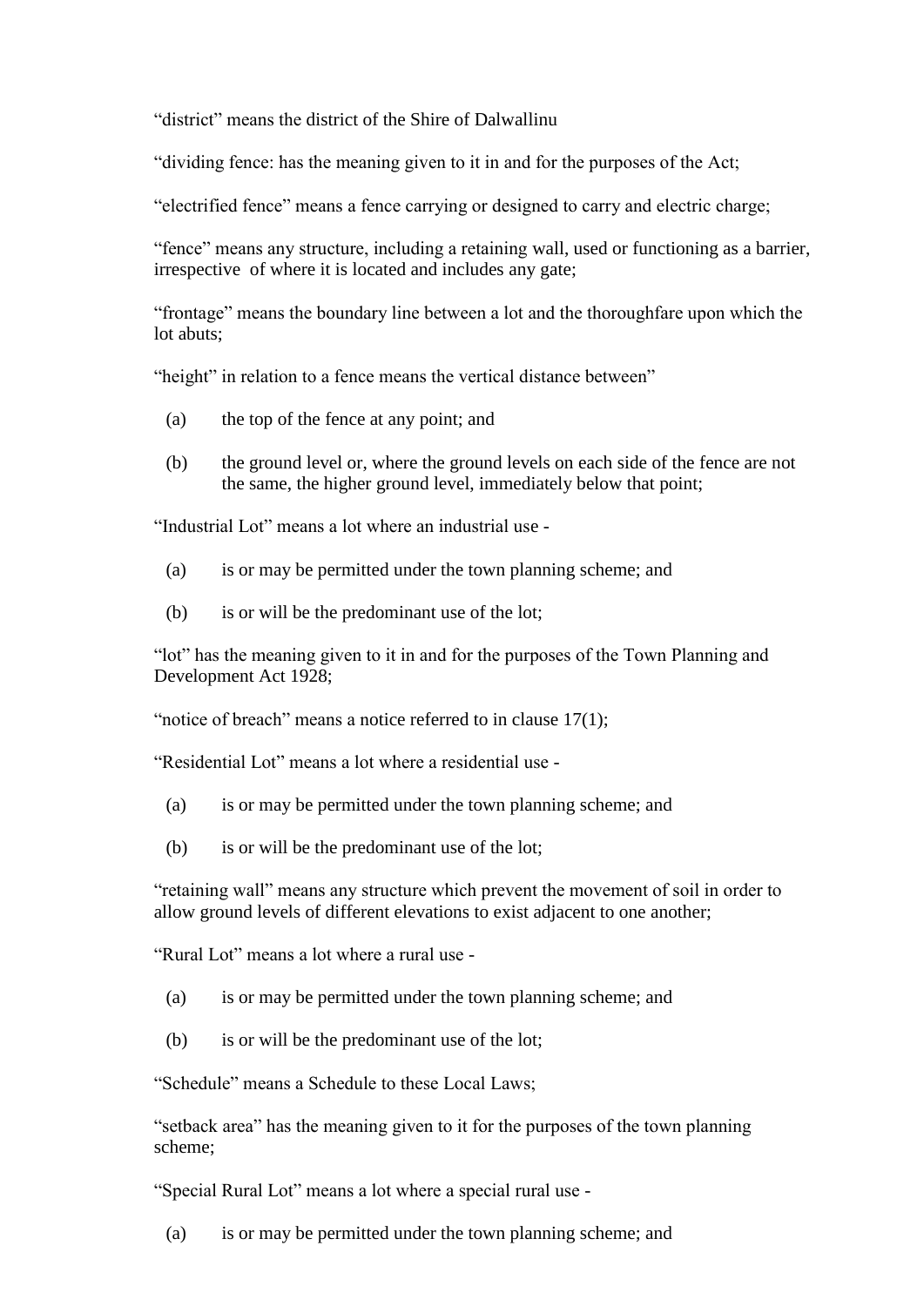"district" means the district of the Shire of Dalwallinu

"dividing fence: has the meaning given to it in and for the purposes of the Act;

"electrified fence" means a fence carrying or designed to carry and electric charge;

"fence" means any structure, including a retaining wall, used or functioning as a barrier, irrespective of where it is located and includes any gate;

"frontage" means the boundary line between a lot and the thoroughfare upon which the lot abuts;

"height" in relation to a fence means the vertical distance between"

(a) the top of the fence at any point; and

(b) the ground level or, where the ground levels on each side of the fence are not the same, the higher ground level, immediately below that point;

"Industrial Lot" means a lot where an industrial use -

(a) is or may be permitted under the town planning scheme; and

(b) is or will be the predominant use of the lot;

"lot" has the meaning given to it in and for the purposes of the Town Planning and Development Act 1928;

"notice of breach" means a notice referred to in clause 17(1);

"Residential Lot" means a lot where a residential use -

(a) is or may be permitted under the town planning scheme; and

(b) is or will be the predominant use of the lot;

"retaining wall" means any structure which prevent the movement of soil in order to allow ground levels of different elevations to exist adjacent to one another;

"Rural Lot" means a lot where a rural use -

(a) is or may be permitted under the town planning scheme; and

(b) is or will be the predominant use of the lot;

"Schedule" means a Schedule to these Local Laws;

"setback area" has the meaning given to it for the purposes of the town planning scheme;

"Special Rural Lot" means a lot where a special rural use -

(a) is or may be permitted under the town planning scheme; and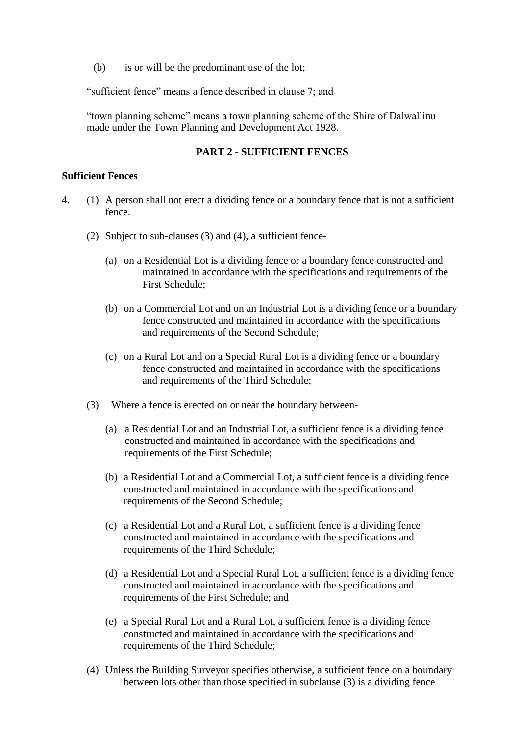(b) is or will be the predominant use of the lot;

"sufficient fence" means a fence described in clause 7; and

"town planning scheme" means a town planning scheme of the Shire of Dalwallinu made under the Town Planning and Development Act 1928.

## PART 2 - SUFFICIENT FENCES

**Sufficient Fences**

4. (1) A person shall not erect a dividing fence or a boundary fence that is not a sufficient fence.

(2) Subject to sub-clauses (3) and (4), a sufficient fence-

(a) on a Residential Lot is a dividing fence or a boundary fence constructed and maintained in accordance with the specifications and requirements of the First Schedule;

(b) on a Commercial Lot and on an Industrial Lot is a dividing fence or a boundary fence constructed and maintained in accordance with the specifications and requirements of the Second Schedule;

(c) on a Rural Lot and on a Special Rural Lot is a dividing fence or a boundary fence constructed and maintained in accordance with the specifications and requirements of the Third Schedule;

(3) Where a fence is erected on or near the boundary between-

(a) a Residential Lot and an Industrial Lot, a sufficient fence is a dividing fence constructed and maintained in accordance with the specifications and requirements of the First Schedule;

(b) a Residential Lot and a Commercial Lot, a sufficient fence is a dividing fence constructed and maintained in accordance with the specifications and requirements of the Second Schedule;

(c) a Residential Lot and a Rural Lot, a sufficient fence is a dividing fence constructed and maintained in accordance with the specifications and requirements of the Third Schedule;

(d) a Residential Lot and a Special Rural Lot, a sufficient fence is a dividing fence constructed and maintained in accordance with the specifications and requirements of the First Schedule; and

(e) a Special Rural Lot and a Rural Lot, a sufficient fence is a dividing fence constructed and maintained in accordance with the specifications and requirements of the Third Schedule;

(4) Unless the Building Surveyor specifies otherwise, a sufficient fence on a boundary between lots other than those specified in subclause (3) is a dividing fence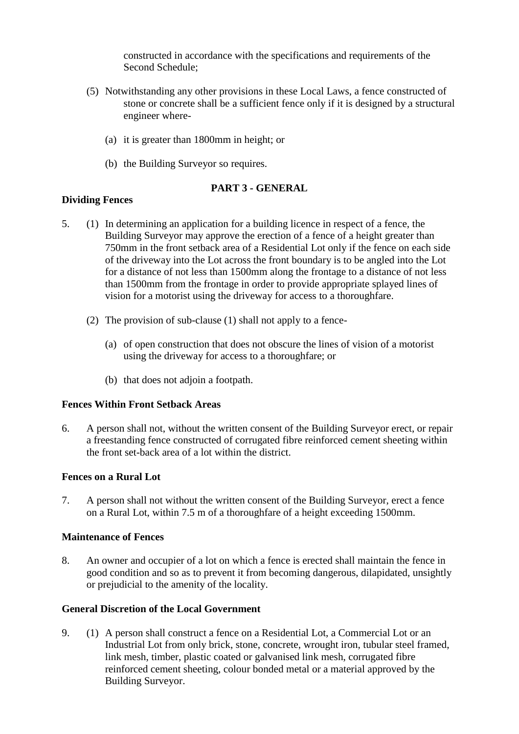constructed in accordance with the specifications and requirements of the Second Schedule;

(5) Notwithstanding any other provisions in these Local Laws, a fence constructed of stone or concrete shall be a sufficient fence only if it is designed by a structural engineer where-

(a) it is greater than 1800mm in height; or

(b) the Building Surveyor so requires.

## PART 3 - GENERAL

**Dividing Fences**

5. (1) In determining an application for a building licence in respect of a fence, the Building Surveyor may approve the erection of a fence of a height greater than 750mm in the front setback area of a Residential Lot only if the fence on each side of the driveway into the Lot across the front boundary is to be angled into the Lot for a distance of not less than 1500mm along the frontage to a distance of not less than 1500mm from the frontage in order to provide appropriate splayed lines of vision for a motorist using the driveway for access to a thoroughfare.

(2) The provision of sub-clause (1) shall not apply to a fence-

(a) of open construction that does not obscure the lines of vision of a motorist using the driveway for access to a thoroughfare; or

(b) that does not adjoin a footpath.

**Fences Within Front Setback Areas**

6. A person shall not, without the written consent of the Building Surveyor erect, or repair a freestanding fence constructed of corrugated fibre reinforced cement sheeting within the front set-back area of a lot within the district.

**Fences on a Rural Lot**

7. A person shall not without the written consent of the Building Surveyor, erect a fence on a Rural Lot, within 7.5 m of a thoroughfare of a height exceeding 1500mm.

**Maintenance of Fences**

8. An owner and occupier of a lot on which a fence is erected shall maintain the fence in good condition and so as to prevent it from becoming dangerous, dilapidated, unsightly or prejudicial to the amenity of the locality.

**General Discretion of the Local Government**

9. (1) A person shall construct a fence on a Residential Lot, a Commercial Lot or an Industrial Lot from only brick, stone, concrete, wrought iron, tubular steel framed, link mesh, timber, plastic coated or galvanised link mesh, corrugated fibre reinforced cement sheeting, colour bonded metal or a material approved by the Building Surveyor.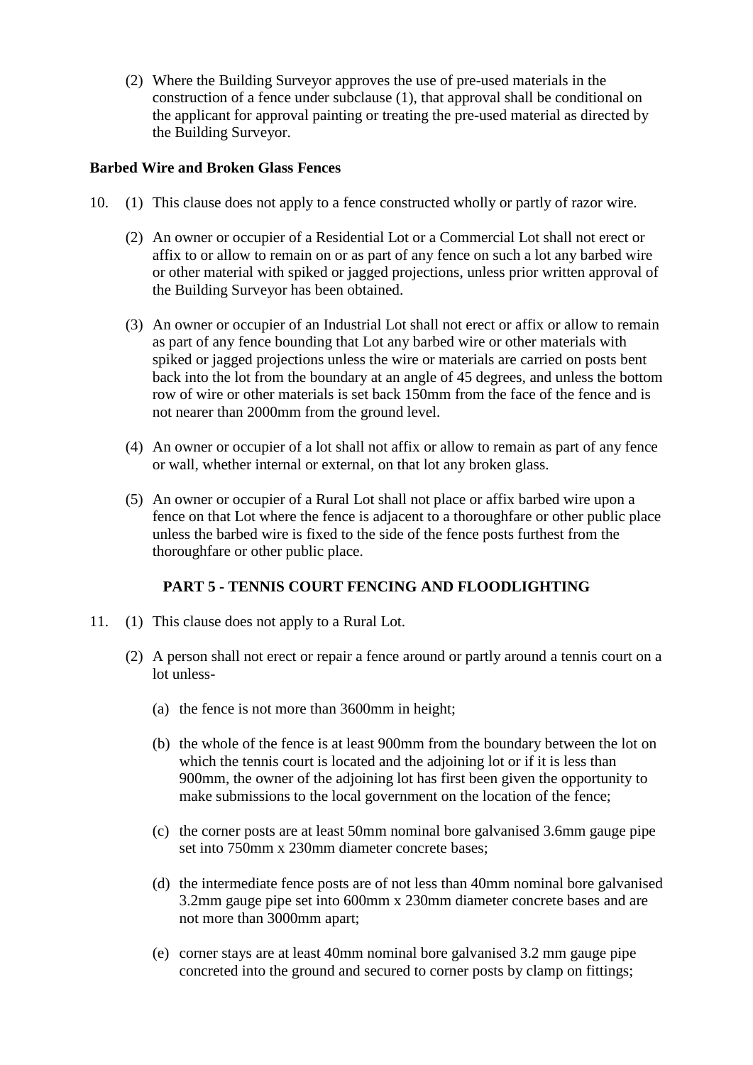(2) Where the Building Surveyor approves the use of pre-used materials in the construction of a fence under subclause (1), that approval shall be conditional on the applicant for approval painting or treating the pre-used material as directed by the Building Surveyor.

**Barbed Wire and Broken Glass Fences**

10. (1) This clause does not apply to a fence constructed wholly or partly of razor wire.

(2) An owner or occupier of a Residential Lot or a Commercial Lot shall not erect or affix to or allow to remain on or as part of any fence on such a lot any barbed wire or other material with spiked or jagged projections, unless prior written approval of the Building Surveyor has been obtained.

(3) An owner or occupier of an Industrial Lot shall not erect or affix or allow to remain as part of any fence bounding that Lot any barbed wire or other materials with spiked or jagged projections unless the wire or materials are carried on posts bent back into the lot from the boundary at an angle of 45 degrees, and unless the bottom row of wire or other materials is set back 150mm from the face of the fence and is not nearer than 2000mm from the ground level.

(4) An owner or occupier of a lot shall not affix or allow to remain as part of any fence or wall, whether internal or external, on that lot any broken glass.

(5) An owner or occupier of a Rural Lot shall not place or affix barbed wire upon a fence on that Lot where the fence is adjacent to a thoroughfare or other public place unless the barbed wire is fixed to the side of the fence posts furthest from the thoroughfare or other public place.

## PART 5 - TENNIS COURT FENCING AND FLOODLIGHTING

11. (1) This clause does not apply to a Rural Lot.

(2) A person shall not erect or repair a fence around or partly around a tennis court on a lot unless-

(a) the fence is not more than 3600mm in height;

(b) the whole of the fence is at least 900mm from the boundary between the lot on which the tennis court is located and the adjoining lot or if it is less than 900mm, the owner of the adjoining lot has first been given the opportunity to make submissions to the local government on the location of the fence;

(c) the corner posts are at least 50mm nominal bore galvanised 3.6mm gauge pipe set into 750mm x 230mm diameter concrete bases;

(d) the intermediate fence posts are of not less than 40mm nominal bore galvanised 3.2mm gauge pipe set into 600mm x 230mm diameter concrete bases and are not more than 3000mm apart;

(e) corner stays are at least 40mm nominal bore galvanised 3.2 mm gauge pipe concreted into the ground and secured to corner posts by clamp on fittings;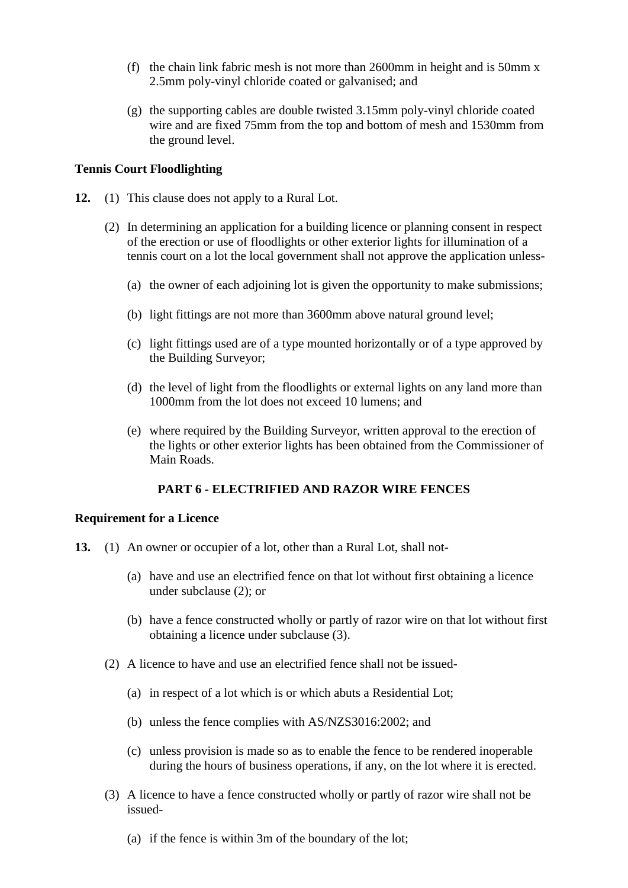(f) the chain link fabric mesh is not more than 2600mm in height and is 50mm x 2.5mm poly-vinyl chloride coated or galvanised; and

(g) the supporting cables are double twisted 3.15mm poly-vinyl chloride coated wire and are fixed 75mm from the top and bottom of mesh and 1530mm from the ground level.

**Tennis Court Floodlighting**

**12.** (1) This clause does not apply to a Rural Lot.

(2) In determining an application for a building licence or planning consent in respect of the erection or use of floodlights or other exterior lights for illumination of a tennis court on a lot the local government shall not approve the application unless-

(a) the owner of each adjoining lot is given the opportunity to make submissions;

(b) light fittings are not more than 3600mm above natural ground level;

(c) light fittings used are of a type mounted horizontally or of a type approved by the Building Surveyor;

(d) the level of light from the floodlights or external lights on any land more than 1000mm from the lot does not exceed 10 lumens; and

(e) where required by the Building Surveyor, written approval to the erection of the lights or other exterior lights has been obtained from the Commissioner of Main Roads.

## PART 6 - ELECTRIFIED AND RAZOR WIRE FENCES

**Requirement for a Licence**

**13.** (1) An owner or occupier of a lot, other than a Rural Lot, shall not-

(a) have and use an electrified fence on that lot without first obtaining a licence under subclause (2); or

(b) have a fence constructed wholly or partly of razor wire on that lot without first obtaining a licence under subclause (3).

(2) A licence to have and use an electrified fence shall not be issued-

(a) in respect of a lot which is or which abuts a Residential Lot;

(b) unless the fence complies with AS/NZS3016:2002; and

(c) unless provision is made so as to enable the fence to be rendered inoperable during the hours of business operations, if any, on the lot where it is erected.

(3) A licence to have a fence constructed wholly or partly of razor wire shall not be issued-

(a) if the fence is within 3m of the boundary of the lot;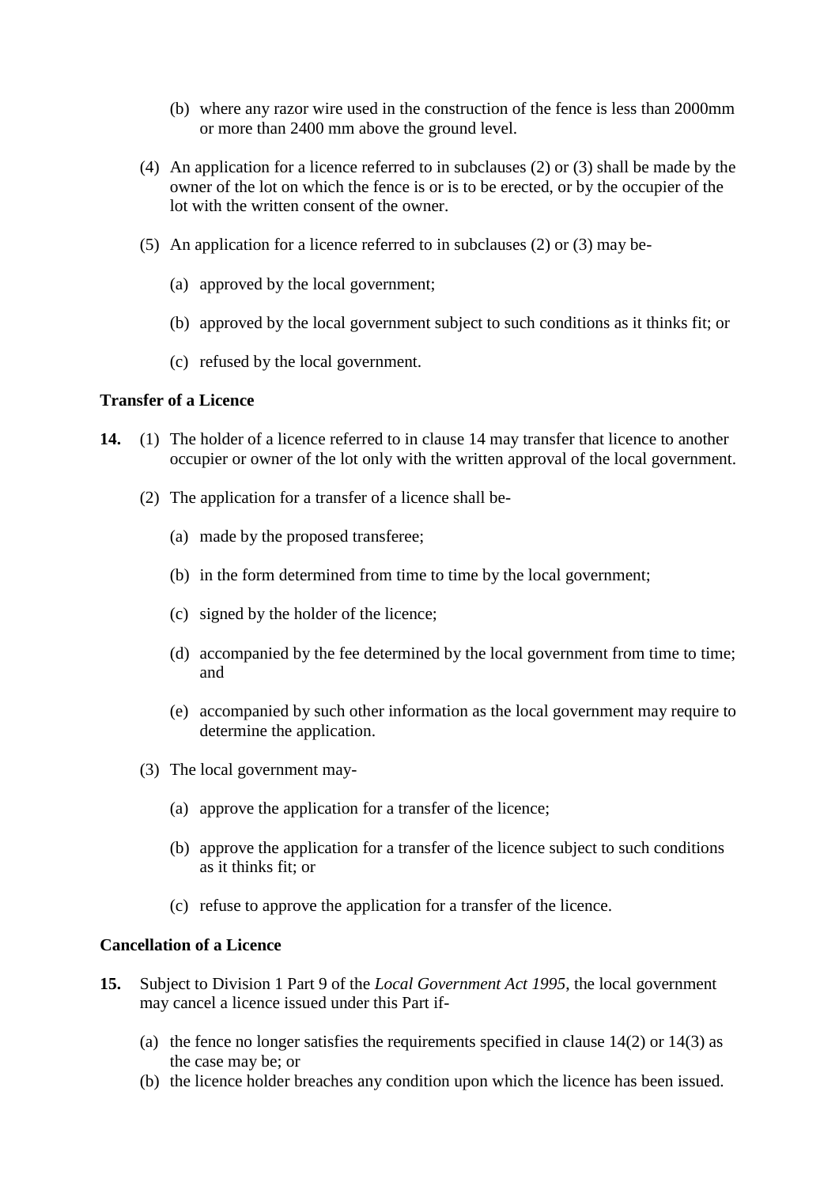(b) where any razor wire used in the construction of the fence is less than 2000mm or more than 2400 mm above the ground level.

(4) An application for a licence referred to in subclauses (2) or (3) shall be made by the owner of the lot on which the fence is or is to be erected, or by the occupier of the lot with the written consent of the owner.

(5) An application for a licence referred to in subclauses (2) or (3) may be-

(a) approved by the local government;

(b) approved by the local government subject to such conditions as it thinks fit; or

(c) refused by the local government.

**Transfer of a Licence**

**14.** (1) The holder of a licence referred to in clause 14 may transfer that licence to another occupier or owner of the lot only with the written approval of the local government.

(2) The application for a transfer of a licence shall be-

(a) made by the proposed transferee;

(b) in the form determined from time to time by the local government;

(c) signed by the holder of the licence;

(d) accompanied by the fee determined by the local government from time to time; and

(e) accompanied by such other information as the local government may require to determine the application.

(3) The local government may-

(a) approve the application for a transfer of the licence;

(b) approve the application for a transfer of the licence subject to such conditions as it thinks fit; or

(c) refuse to approve the application for a transfer of the licence.

**Cancellation of a Licence**

**15.** Subject to Division 1 Part 9 of the *Local Government Act 1995*, the local government may cancel a licence issued under this Part if-

(a) the fence no longer satisfies the requirements specified in clause 14(2) or 14(3) as the case may be; or
(b) the licence holder breaches any condition upon which the licence has been issued.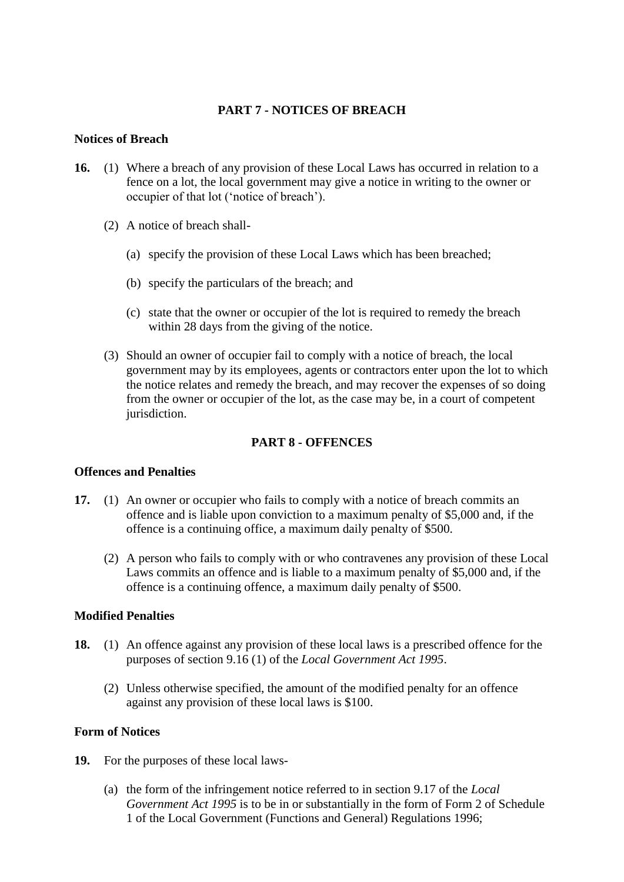## PART 7 - NOTICES OF BREACH

**Notices of Breach**

**16.** (1) Where a breach of any provision of these Local Laws has occurred in relation to a fence on a lot, the local government may give a notice in writing to the owner or occupier of that lot ('notice of breach').

(2) A notice of breach shall-

(a) specify the provision of these Local Laws which has been breached;

(b) specify the particulars of the breach; and

(c) state that the owner or occupier of the lot is required to remedy the breach within 28 days from the giving of the notice.

(3) Should an owner of occupier fail to comply with a notice of breach, the local government may by its employees, agents or contractors enter upon the lot to which the notice relates and remedy the breach, and may recover the expenses of so doing from the owner or occupier of the lot, as the case may be, in a court of competent jurisdiction.

## PART 8 - OFFENCES

**Offences and Penalties**

**17.** (1) An owner or occupier who fails to comply with a notice of breach commits an offence and is liable upon conviction to a maximum penalty of $5,000 and, if the offence is a continuing office, a maximum daily penalty of $500.

(2) A person who fails to comply with or who contravenes any provision of these Local Laws commits an offence and is liable to a maximum penalty of $5,000 and, if the offence is a continuing offence, a maximum daily penalty of $500.

**Modified Penalties**

**18.** (1) An offence against any provision of these local laws is a prescribed offence for the purposes of section 9.16 (1) of the *Local Government Act 1995*.

(2) Unless otherwise specified, the amount of the modified penalty for an offence against any provision of these local laws is $100.

**Form of Notices**

**19.** For the purposes of these local laws-

(a) the form of the infringement notice referred to in section 9.17 of the *Local Government Act 1995* is to be in or substantially in the form of Form 2 of Schedule 1 of the Local Government (Functions and General) Regulations 1996;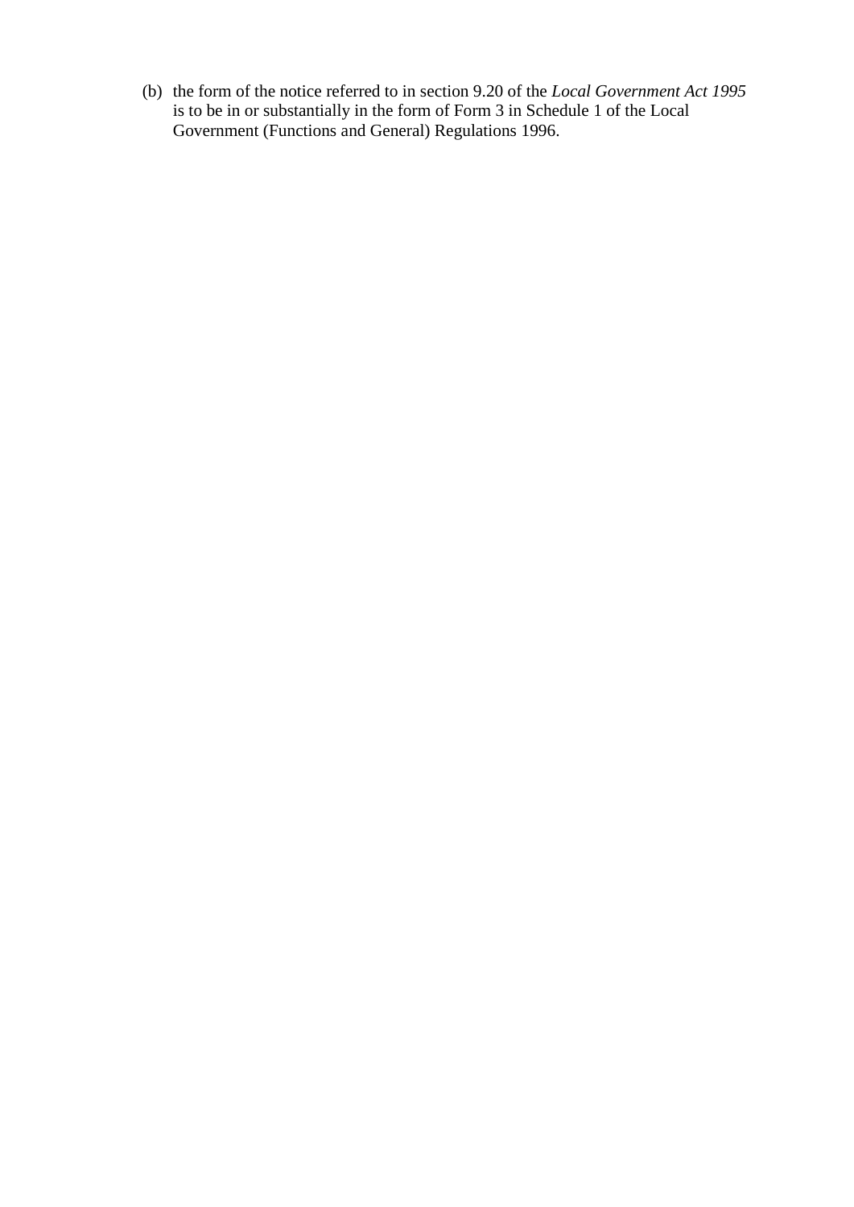(b) the form of the notice referred to in section 9.20 of the *Local Government Act 1995* is to be in or substantially in the form of Form 3 in Schedule 1 of the Local Government (Functions and General) Regulations 1996.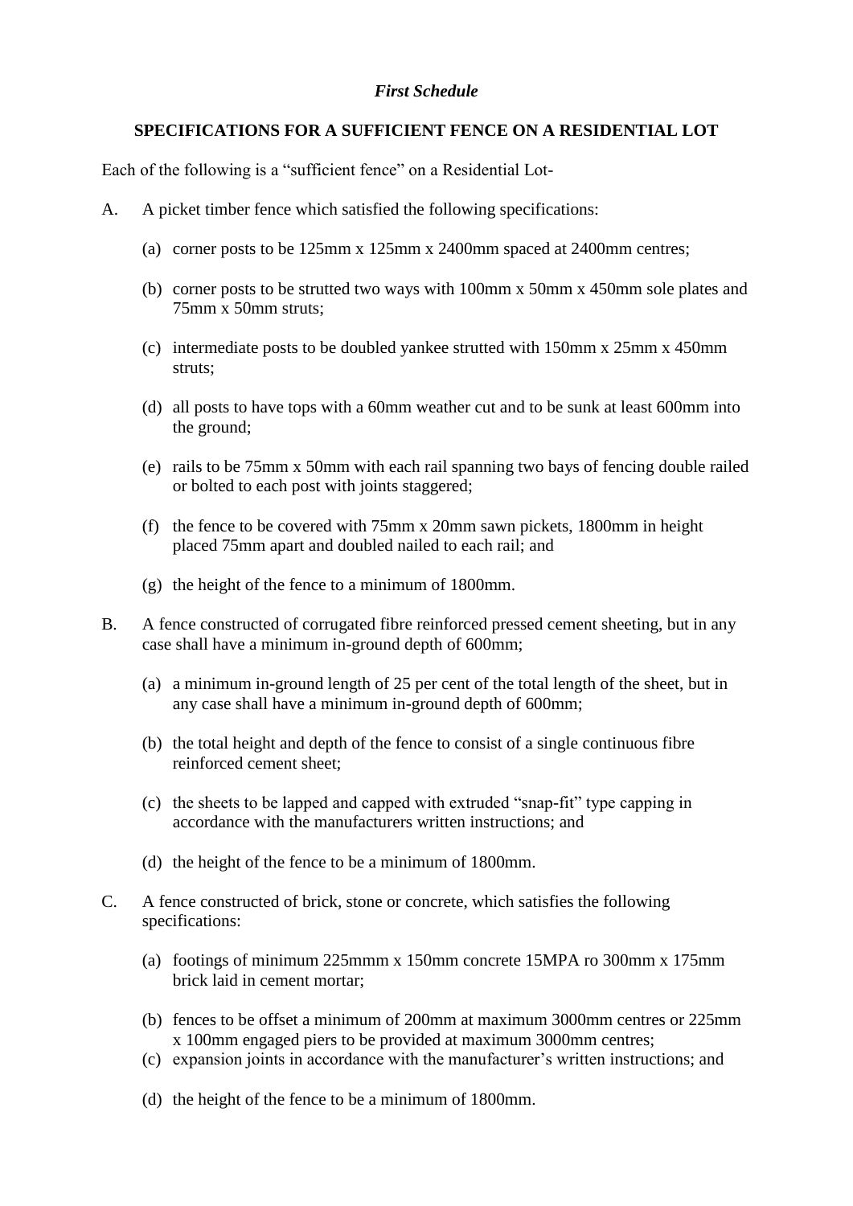*First Schedule*

**SPECIFICATIONS FOR A SUFFICIENT FENCE ON A RESIDENTIAL LOT**

Each of the following is a "sufficient fence" on a Residential Lot-

A. A picket timber fence which satisfied the following specifications:

   (a) corner posts to be 125mm x 125mm x 2400mm spaced at 2400mm centres;

   (b) corner posts to be strutted two ways with 100mm x 50mm x 450mm sole plates and 75mm x 50mm struts;

   (c) intermediate posts to be doubled yankee strutted with 150mm x 25mm x 450mm struts;

   (d) all posts to have tops with a 60mm weather cut and to be sunk at least 600mm into the ground;

   (e) rails to be 75mm x 50mm with each rail spanning two bays of fencing double railed or bolted to each post with joints staggered;

   (f) the fence to be covered with 75mm x 20mm sawn pickets, 1800mm in height placed 75mm apart and doubled nailed to each rail; and

   (g) the height of the fence to a minimum of 1800mm.

B. A fence constructed of corrugated fibre reinforced pressed cement sheeting, but in any case shall have a minimum in-ground depth of 600mm;

   (a) a minimum in-ground length of 25 per cent of the total length of the sheet, but in any case shall have a minimum in-ground depth of 600mm;

   (b) the total height and depth of the fence to consist of a single continuous fibre reinforced cement sheet;

   (c) the sheets to be lapped and capped with extruded "snap-fit" type capping in accordance with the manufacturers written instructions; and

   (d) the height of the fence to be a minimum of 1800mm.

C. A fence constructed of brick, stone or concrete, which satisfies the following specifications:

   (a) footings of minimum 225mmm x 150mm concrete 15MPA ro 300mm x 175mm brick laid in cement mortar;

   (b) fences to be offset a minimum of 200mm at maximum 3000mm centres or 225mm x 100mm engaged piers to be provided at maximum 3000mm centres;

   (c) expansion joints in accordance with the manufacturer's written instructions; and

   (d) the height of the fence to be a minimum of 1800mm.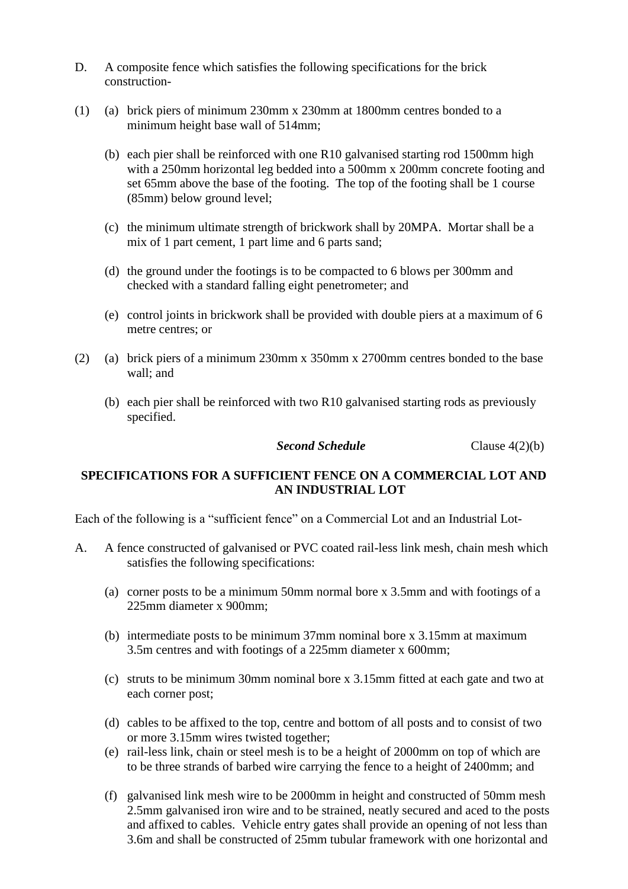D. A composite fence which satisfies the following specifications for the brick construction-

(1) (a) brick piers of minimum 230mm x 230mm at 1800mm centres bonded to a minimum height base wall of 514mm;

(b) each pier shall be reinforced with one R10 galvanised starting rod 1500mm high with a 250mm horizontal leg bedded into a 500mm x 200mm concrete footing and set 65mm above the base of the footing. The top of the footing shall be 1 course (85mm) below ground level;

(c) the minimum ultimate strength of brickwork shall by 20MPA. Mortar shall be a mix of 1 part cement, 1 part lime and 6 parts sand;

(d) the ground under the footings is to be compacted to 6 blows per 300mm and checked with a standard falling eight penetrometer; and

(e) control joints in brickwork shall be provided with double piers at a maximum of 6 metre centres; or

(2) (a) brick piers of a minimum 230mm x 350mm x 2700mm centres bonded to the base wall; and

(b) each pier shall be reinforced with two R10 galvanised starting rods as previously specified.

***Second Schedule*** Clause 4(2)(b)

**SPECIFICATIONS FOR A SUFFICIENT FENCE ON A COMMERCIAL LOT AND AN INDUSTRIAL LOT**

Each of the following is a "sufficient fence" on a Commercial Lot and an Industrial Lot-

A. A fence constructed of galvanised or PVC coated rail-less link mesh, chain mesh which satisfies the following specifications:

(a) corner posts to be a minimum 50mm normal bore x 3.5mm and with footings of a 225mm diameter x 900mm;

(b) intermediate posts to be minimum 37mm nominal bore x 3.15mm at maximum 3.5m centres and with footings of a 225mm diameter x 600mm;

(c) struts to be minimum 30mm nominal bore x 3.15mm fitted at each gate and two at each corner post;

(d) cables to be affixed to the top, centre and bottom of all posts and to consist of two or more 3.15mm wires twisted together;

(e) rail-less link, chain or steel mesh is to be a height of 2000mm on top of which are to be three strands of barbed wire carrying the fence to a height of 2400mm; and

(f) galvanised link mesh wire to be 2000mm in height and constructed of 50mm mesh 2.5mm galvanised iron wire and to be strained, neatly secured and aced to the posts and affixed to cables. Vehicle entry gates shall provide an opening of not less than 3.6m and shall be constructed of 25mm tubular framework with one horizontal and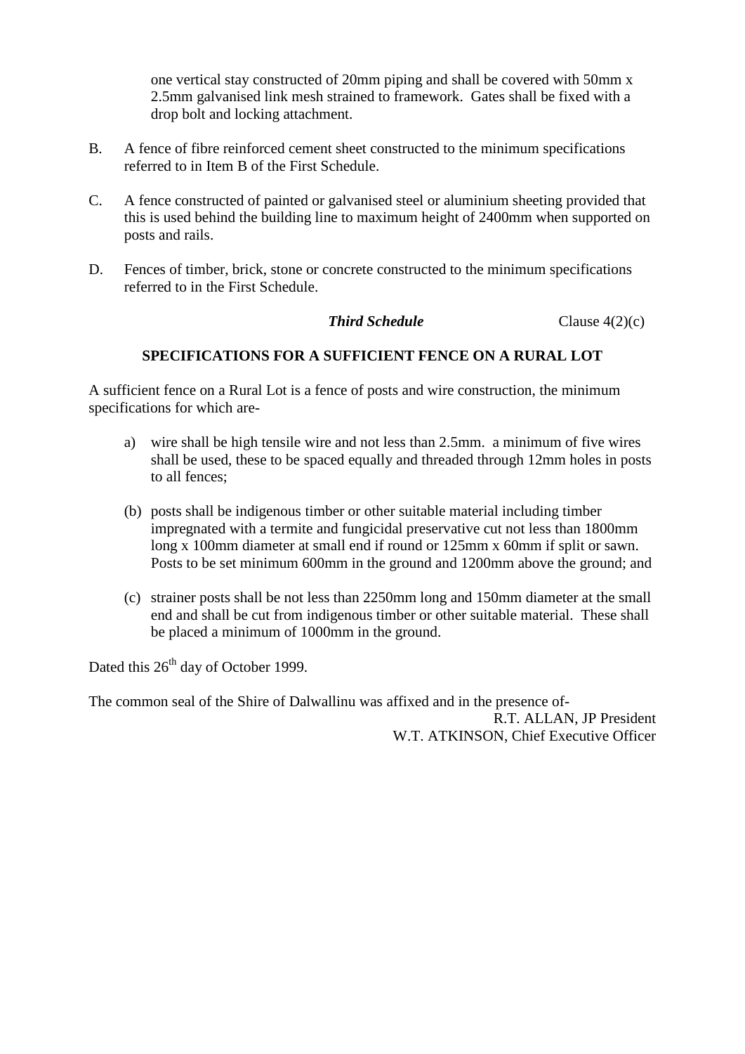one vertical stay constructed of 20mm piping and shall be covered with 50mm x 2.5mm galvanised link mesh strained to framework. Gates shall be fixed with a drop bolt and locking attachment.

B. A fence of fibre reinforced cement sheet constructed to the minimum specifications referred to in Item B of the First Schedule.

C. A fence constructed of painted or galvanised steel or aluminium sheeting provided that this is used behind the building line to maximum height of 2400mm when supported on posts and rails.

D. Fences of timber, brick, stone or concrete constructed to the minimum specifications referred to in the First Schedule.

***Third Schedule*** Clause 4(2)(c)

**SPECIFICATIONS FOR A SUFFICIENT FENCE ON A RURAL LOT**

A sufficient fence on a Rural Lot is a fence of posts and wire construction, the minimum specifications for which are-

a) wire shall be high tensile wire and not less than 2.5mm. a minimum of five wires shall be used, these to be spaced equally and threaded through 12mm holes in posts to all fences;

(b) posts shall be indigenous timber or other suitable material including timber impregnated with a termite and fungicidal preservative cut not less than 1800mm long x 100mm diameter at small end if round or 125mm x 60mm if split or sawn. Posts to be set minimum 600mm in the ground and 1200mm above the ground; and

(c) strainer posts shall be not less than 2250mm long and 150mm diameter at the small end and shall be cut from indigenous timber or other suitable material. These shall be placed a minimum of 1000mm in the ground.

Dated this 26th day of October 1999.

The common seal of the Shire of Dalwallinu was affixed and in the presence of-

R.T. ALLAN, JP President

W.T. ATKINSON, Chief Executive Officer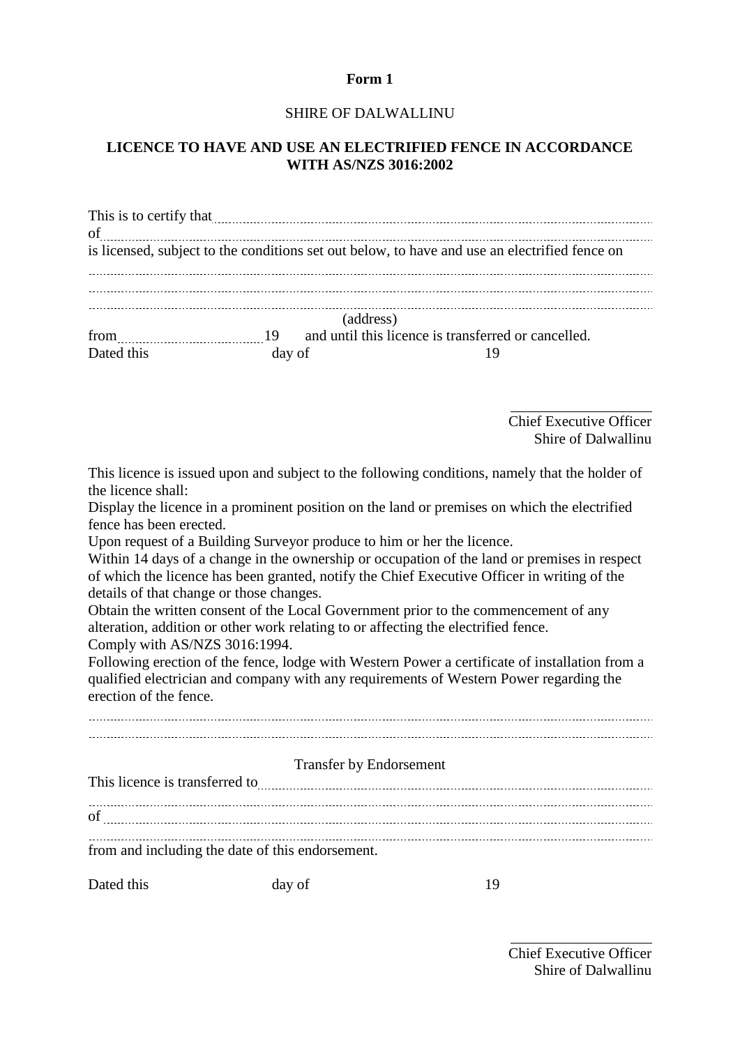**Form 1**

SHIRE OF DALWALLINU

**LICENCE TO HAVE AND USE AN ELECTRIFIED FENCE IN ACCORDANCE WITH AS/NZS 3016:2002**

This is to certify that ........................................................................................................

of ....................................................................................................................................

is licensed, subject to the conditions set out below, to have and use an electrified fence on

..........................................................................................................................................

..........................................................................................................................................

..........................................................................................................................................

(address)

from .............................. 19 and until this licence is transferred or cancelled.

Dated this day of 19

\_\_\_\_\_\_\_\_\_\_\_\_\_\_\_\_\_\_\_\_

Chief Executive Officer
Shire of Dalwallinu

This licence is issued upon and subject to the following conditions, namely that the holder of the licence shall:

Display the licence in a prominent position on the land or premises on which the electrified fence has been erected.

Upon request of a Building Surveyor produce to him or her the licence.

Within 14 days of a change in the ownership or occupation of the land or premises in respect of which the licence has been granted, notify the Chief Executive Officer in writing of the details of that change or those changes.

Obtain the written consent of the Local Government prior to the commencement of any alteration, addition or other work relating to or affecting the electrified fence.

Comply with AS/NZS 3016:1994.

Following erection of the fence, lodge with Western Power a certificate of installation from a qualified electrician and company with any requirements of Western Power regarding the erection of the fence.

..........................................................................................................................................

..........................................................................................................................................

Transfer by Endorsement

This licence is transferred to .........................................................................................

..........................................................................................................................................

of ....................................................................................................................................

..........................................................................................................................................

from and including the date of this endorsement.

Dated this day of 19

\_\_\_\_\_\_\_\_\_\_\_\_\_\_\_\_\_\_\_\_

Chief Executive Officer
Shire of Dalwallinu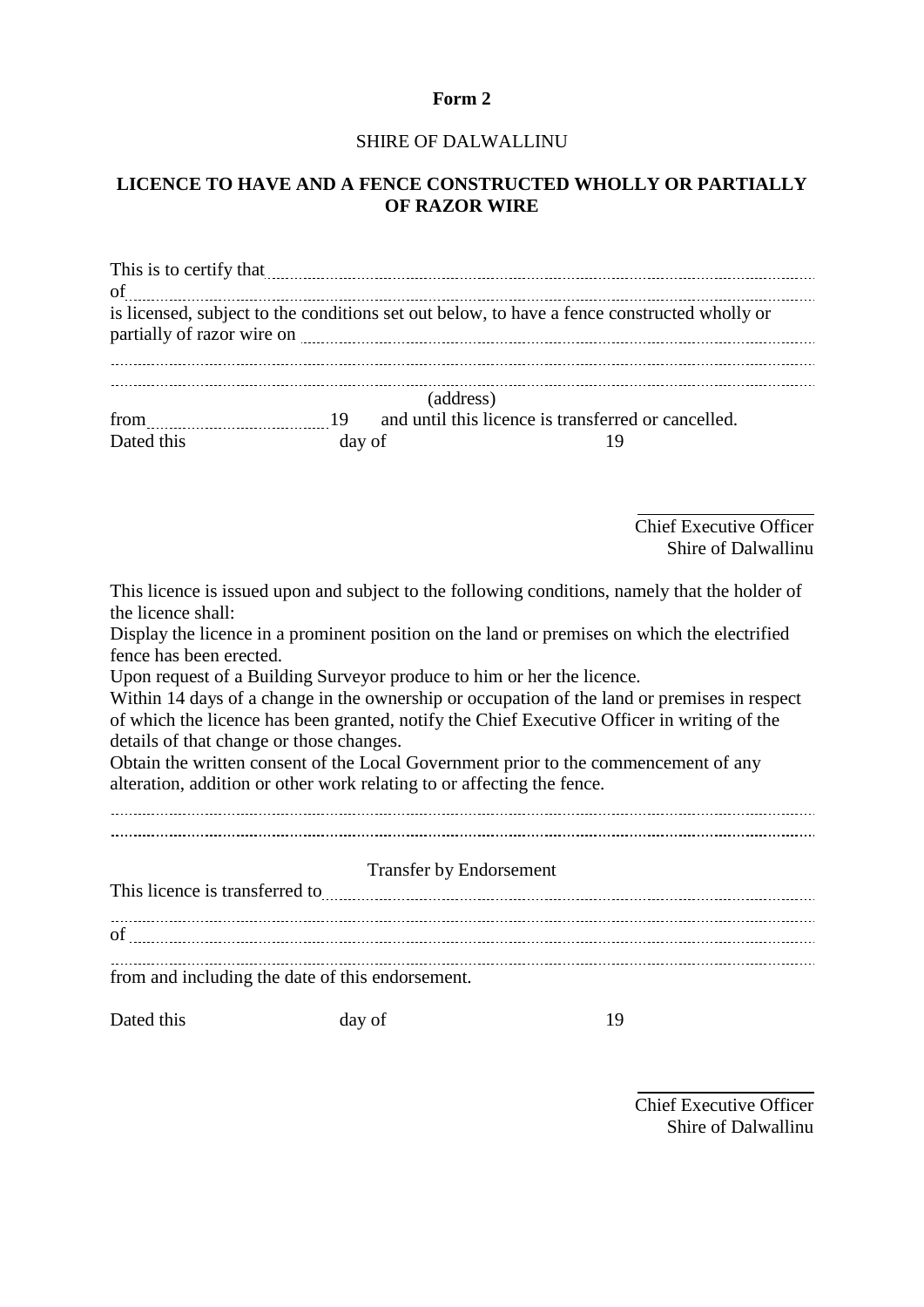**Form 2**

SHIRE OF DALWALLINU

**LICENCE TO HAVE AND A FENCE CONSTRUCTED WHOLLY OR PARTIALLY OF RAZOR WIRE**

This is to certify that ..........................................................................................................
of ..........................................................................................................................
is licensed, subject to the conditions set out below, to have a fence constructed wholly or partially of razor wire on ..........................................................................................
..........................................................................................................................
..........................................................................................................................
(address)
from ................................ 19 and until this licence is transferred or cancelled.
Dated this day of 19

\_\_\_\_\_\_\_\_\_\_\_\_\_\_\_\_\_\_\_\_
Chief Executive Officer
Shire of Dalwallinu

This licence is issued upon and subject to the following conditions, namely that the holder of the licence shall:
Display the licence in a prominent position on the land or premises on which the electrified fence has been erected.
Upon request of a Building Surveyor produce to him or her the licence.
Within 14 days of a change in the ownership or occupation of the land or premises in respect of which the licence has been granted, notify the Chief Executive Officer in writing of the details of that change or those changes.
Obtain the written consent of the Local Government prior to the commencement of any alteration, addition or other work relating to or affecting the fence.

..........................................................................................................................
..........................................................................................................................

Transfer by Endorsement

This licence is transferred to ..........................................................................................
..........................................................................................................................
of ..........................................................................................................................
..........................................................................................................................
from and including the date of this endorsement.

Dated this day of 19

\_\_\_\_\_\_\_\_\_\_\_\_\_\_\_\_\_\_\_\_
Chief Executive Officer
Shire of Dalwallinu